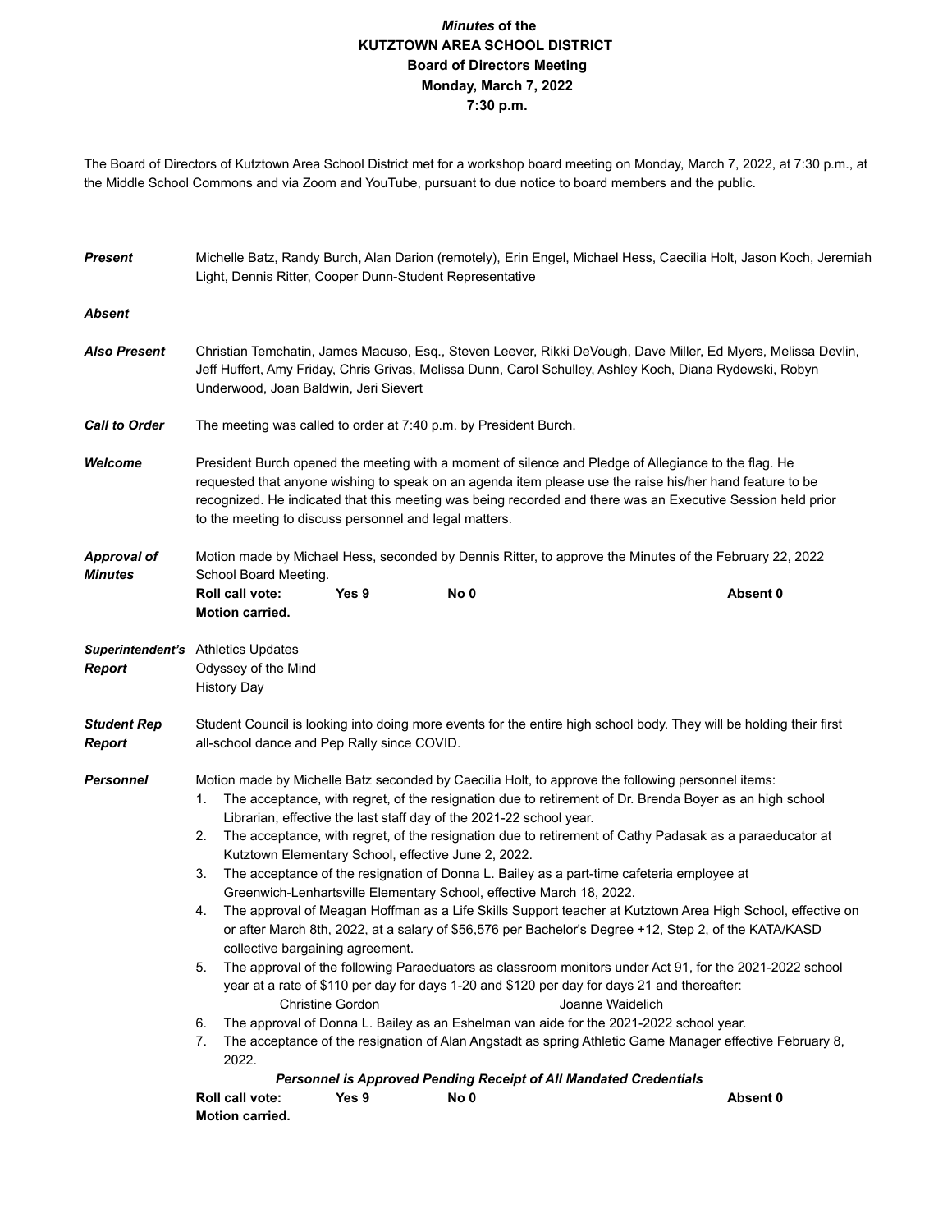***Minutes* of the**
**KUTZTOWN AREA SCHOOL DISTRICT**
**Board of Directors Meeting**
**Monday, March 7, 2022**
**7:30 p.m.**

The Board of Directors of Kutztown Area School District met for a workshop board meeting on Monday, March 7, 2022, at 7:30 p.m., at the Middle School Commons and via Zoom and YouTube, pursuant to due notice to board members and the public.

***Present*** Michelle Batz, Randy Burch, Alan Darion (remotely), Erin Engel, Michael Hess, Caecilia Holt, Jason Koch, Jeremiah Light, Dennis Ritter, Cooper Dunn-Student Representative

***Absent***

***Also Present*** Christian Temchatin, James Macuso, Esq., Steven Leever, Rikki DeVough, Dave Miller, Ed Myers, Melissa Devlin, Jeff Huffert, Amy Friday, Chris Grivas, Melissa Dunn, Carol Schulley, Ashley Koch, Diana Rydewski, Robyn Underwood, Joan Baldwin, Jeri Sievert

***Call to Order*** The meeting was called to order at 7:40 p.m. by President Burch.

***Welcome*** President Burch opened the meeting with a moment of silence and Pledge of Allegiance to the flag. He requested that anyone wishing to speak on an agenda item please use the raise his/her hand feature to be recognized. He indicated that this meeting was being recorded and there was an Executive Session held prior to the meeting to discuss personnel and legal matters.

***Approval of Minutes*** Motion made by Michael Hess, seconded by Dennis Ritter, to approve the Minutes of the February 22, 2022 School Board Meeting.

**Roll call vote: Yes 9 No 0 Absent 0**
**Motion carried.**

***Superintendent's Report***
Athletics Updates
Odyssey of the Mind
History Day

***Student Rep Report*** Student Council is looking into doing more events for the entire high school body. They will be holding their first all-school dance and Pep Rally since COVID.

***Personnel*** Motion made by Michelle Batz seconded by Caecilia Holt, to approve the following personnel items:

1. The acceptance, with regret, of the resignation due to retirement of Dr. Brenda Boyer as an high school Librarian, effective the last staff day of the 2021-22 school year.
2. The acceptance, with regret, of the resignation due to retirement of Cathy Padasak as a paraeducator at Kutztown Elementary School, effective June 2, 2022.
3. The acceptance of the resignation of Donna L. Bailey as a part-time cafeteria employee at Greenwich-Lenhartsville Elementary School, effective March 18, 2022.
4. The approval of Meagan Hoffman as a Life Skills Support teacher at Kutztown Area High School, effective on or after March 8th, 2022, at a salary of $56,576 per Bachelor's Degree +12, Step 2, of the KATA/KASD collective bargaining agreement.
5. The approval of the following Paraeduators as classroom monitors under Act 91, for the 2021-2022 school year at a rate of $110 per day for days 1-20 and $120 per day for days 21 and thereafter:
   Christine Gordon Joanne Waidelich
6. The approval of Donna L. Bailey as an Eshelman van aide for the 2021-2022 school year.
7. The acceptance of the resignation of Alan Angstadt as spring Athletic Game Manager effective February 8, 2022.

***Personnel is Approved Pending Receipt of All Mandated Credentials***

**Roll call vote: Yes 9 No 0 Absent 0**
**Motion carried.**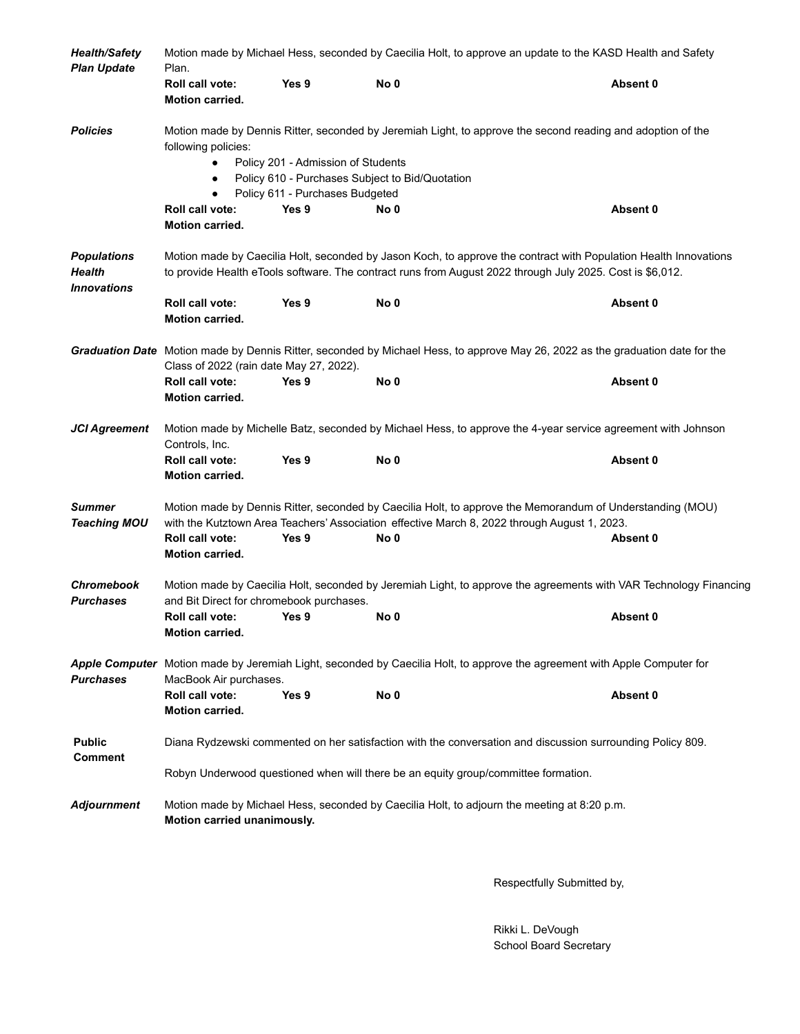***Health/Safety Plan Update***

Motion made by Michael Hess, seconded by Caecilia Holt, to approve an update to the KASD Health and Safety Plan.

**Roll call vote:** **Yes 9** **No 0** **Absent 0**
**Motion carried.**

***Policies***

Motion made by Dennis Ritter, seconded by Jeremiah Light, to approve the second reading and adoption of the following policies:

- Policy 201 - Admission of Students
- Policy 610 - Purchases Subject to Bid/Quotation
- Policy 611 - Purchases Budgeted

**Roll call vote:** **Yes 9** **No 0** **Absent 0**
**Motion carried.**

***Populations Health Innovations***

Motion made by Caecilia Holt, seconded by Jason Koch, to approve the contract with Population Health Innovations to provide Health eTools software. The contract runs from August 2022 through July 2025. Cost is $6,012.

**Roll call vote:** **Yes 9** **No 0** **Absent 0**
**Motion carried.**

***Graduation Date***

Motion made by Dennis Ritter, seconded by Michael Hess, to approve May 26, 2022 as the graduation date for the Class of 2022 (rain date May 27, 2022).

**Roll call vote:** **Yes 9** **No 0** **Absent 0**
**Motion carried.**

***JCI Agreement***

Motion made by Michelle Batz, seconded by Michael Hess, to approve the 4-year service agreement with Johnson Controls, Inc.

**Roll call vote:** **Yes 9** **No 0** **Absent 0**
**Motion carried.**

***Summer Teaching MOU***

Motion made by Dennis Ritter, seconded by Caecilia Holt, to approve the Memorandum of Understanding (MOU) with the Kutztown Area Teachers' Association effective March 8, 2022 through August 1, 2023.

**Roll call vote:** **Yes 9** **No 0** **Absent 0**
**Motion carried.**

***Chromebook Purchases***

Motion made by Caecilia Holt, seconded by Jeremiah Light, to approve the agreements with VAR Technology Financing and Bit Direct for chromebook purchases.

**Roll call vote:** **Yes 9** **No 0** **Absent 0**
**Motion carried.**

***Apple Computer Purchases***

Motion made by Jeremiah Light, seconded by Caecilia Holt, to approve the agreement with Apple Computer for MacBook Air purchases.

**Roll call vote:** **Yes 9** **No 0** **Absent 0**
**Motion carried.**

**Public Comment**

Diana Rydzewski commented on her satisfaction with the conversation and discussion surrounding Policy 809.

Robyn Underwood questioned when will there be an equity group/committee formation.

***Adjournment***

Motion made by Michael Hess, seconded by Caecilia Holt, to adjourn the meeting at 8:20 p.m.
**Motion carried unanimously.**

Respectfully Submitted by,

Rikki L. DeVough
School Board Secretary